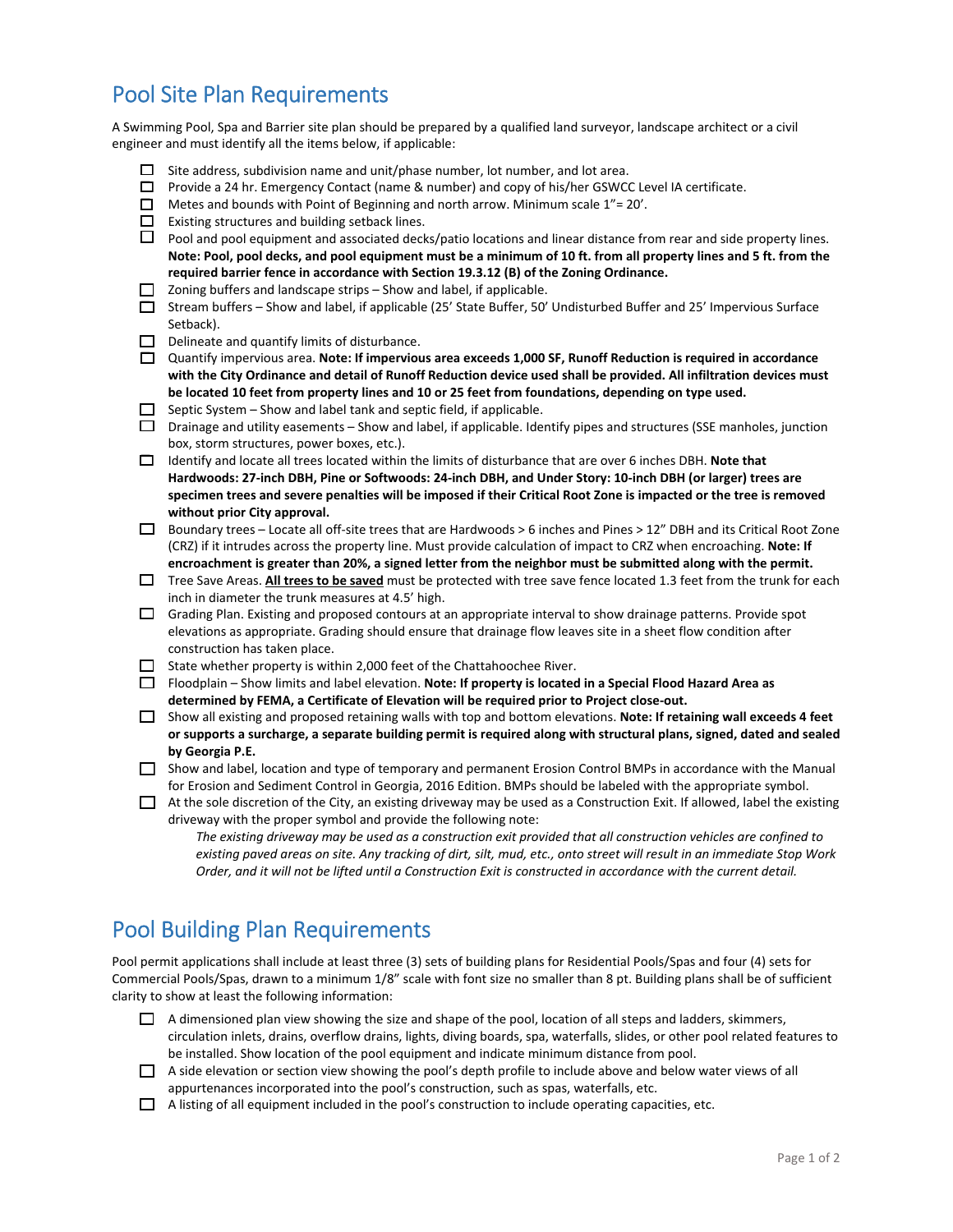## Pool Site Plan Requirements

A Swimming Pool, Spa and Barrier site plan should be prepared by a qualified land surveyor, landscape architect or a civil engineer and must identify all the items below, if applicable:

- ☐ Site address, subdivision name and unit/phase number, lot number, and lot area.
- ☐ Provide a 24 hr. Emergency Contact (name & number) and copy of his/her GSWCC Level IA certificate.
- ☐ Metes and bounds with Point of Beginning and north arrow. Minimum scale 1"= 20'.
- ☐ Existing structures and building setback lines.
- ☐ Pool and pool equipment and associated decks/patio locations and linear distance from rear and side property lines. **Note: Pool, pool decks, and pool equipment must be a minimum of 10 ft. from all property lines and 5 ft. from the required barrier fence in accordance with Section 19.3.12 (B) of the Zoning Ordinance.**
- ☐ Zoning buffers and landscape strips – Show and label, if applicable.
- ☐ Stream buffers – Show and label, if applicable (25' State Buffer, 50' Undisturbed Buffer and 25' Impervious Surface Setback).
- ☐ Delineate and quantify limits of disturbance.
- ☐ Quantify impervious area. **Note: If impervious area exceeds 1,000 SF, Runoff Reduction is required in accordance with the City Ordinance and detail of Runoff Reduction device used shall be provided. All infiltration devices must be located 10 feet from property lines and 10 or 25 feet from foundations, depending on type used.**
- ☐ Septic System – Show and label tank and septic field, if applicable.
- ☐ Drainage and utility easements – Show and label, if applicable. Identify pipes and structures (SSE manholes, junction box, storm structures, power boxes, etc.).
- ☐ Identify and locate all trees located within the limits of disturbance that are over 6 inches DBH. **Note that Hardwoods: 27-inch DBH, Pine or Softwoods: 24-inch DBH, and Under Story: 10-inch DBH (or larger) trees are specimen trees and severe penalties will be imposed if their Critical Root Zone is impacted or the tree is removed without prior City approval.**
- ☐ Boundary trees – Locate all off-site trees that are Hardwoods > 6 inches and Pines > 12" DBH and its Critical Root Zone (CRZ) if it intrudes across the property line. Must provide calculation of impact to CRZ when encroaching. **Note: If encroachment is greater than 20%, a signed letter from the neighbor must be submitted along with the permit.**
- ☐ Tree Save Areas. **All trees to be saved** must be protected with tree save fence located 1.3 feet from the trunk for each inch in diameter the trunk measures at 4.5' high.
- ☐ Grading Plan. Existing and proposed contours at an appropriate interval to show drainage patterns. Provide spot elevations as appropriate. Grading should ensure that drainage flow leaves site in a sheet flow condition after construction has taken place.
- ☐ State whether property is within 2,000 feet of the Chattahoochee River.
- ☐ Floodplain – Show limits and label elevation. **Note: If property is located in a Special Flood Hazard Area as determined by FEMA, a Certificate of Elevation will be required prior to Project close-out.**
- ☐ Show all existing and proposed retaining walls with top and bottom elevations. **Note: If retaining wall exceeds 4 feet or supports a surcharge, a separate building permit is required along with structural plans, signed, dated and sealed by Georgia P.E.**
- ☐ Show and label, location and type of temporary and permanent Erosion Control BMPs in accordance with the Manual for Erosion and Sediment Control in Georgia, 2016 Edition. BMPs should be labeled with the appropriate symbol.
- ☐ At the sole discretion of the City, an existing driveway may be used as a Construction Exit. If allowed, label the existing driveway with the proper symbol and provide the following note:

  *The existing driveway may be used as a construction exit provided that all construction vehicles are confined to existing paved areas on site. Any tracking of dirt, silt, mud, etc., onto street will result in an immediate Stop Work Order, and it will not be lifted until a Construction Exit is constructed in accordance with the current detail.*

## Pool Building Plan Requirements

Pool permit applications shall include at least three (3) sets of building plans for Residential Pools/Spas and four (4) sets for Commercial Pools/Spas, drawn to a minimum 1/8" scale with font size no smaller than 8 pt. Building plans shall be of sufficient clarity to show at least the following information:

- ☐ A dimensioned plan view showing the size and shape of the pool, location of all steps and ladders, skimmers, circulation inlets, drains, overflow drains, lights, diving boards, spa, waterfalls, slides, or other pool related features to be installed. Show location of the pool equipment and indicate minimum distance from pool.
- ☐ A side elevation or section view showing the pool's depth profile to include above and below water views of all appurtenances incorporated into the pool's construction, such as spas, waterfalls, etc.
- ☐ A listing of all equipment included in the pool's construction to include operating capacities, etc.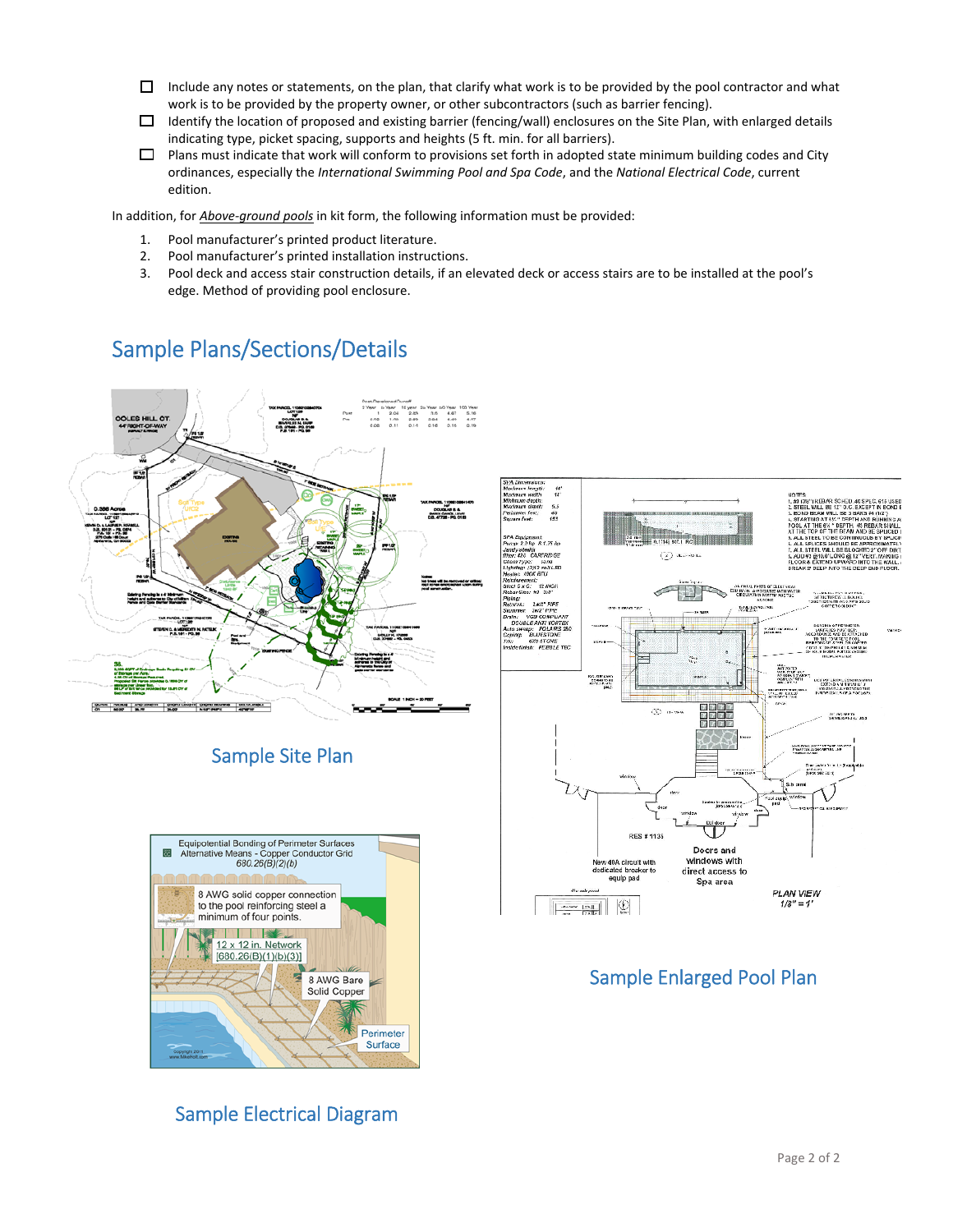- ☐ Include any notes or statements, on the plan, that clarify what work is to be provided by the pool contractor and what work is to be provided by the property owner, or other subcontractors (such as barrier fencing).
- ☐ Identify the location of proposed and existing barrier (fencing/wall) enclosures on the Site Plan, with enlarged details indicating type, picket spacing, supports and heights (5 ft. min. for all barriers).
- ☐ Plans must indicate that work will conform to provisions set forth in adopted state minimum building codes and City ordinances, especially the *International Swimming Pool and Spa Code*, and the *National Electrical Code*, current edition.

In addition, for _Above-ground pools_ in kit form, the following information must be provided:

1. Pool manufacturer's printed product literature.
2. Pool manufacturer's printed installation instructions.
3. Pool deck and access stair construction details, if an elevated deck or access stairs are to be installed at the pool's edge. Method of providing pool enclosure.

## Sample Plans/Sections/Details

Sample Site Plan

Sample Enlarged Pool Plan

Sample Electrical Diagram